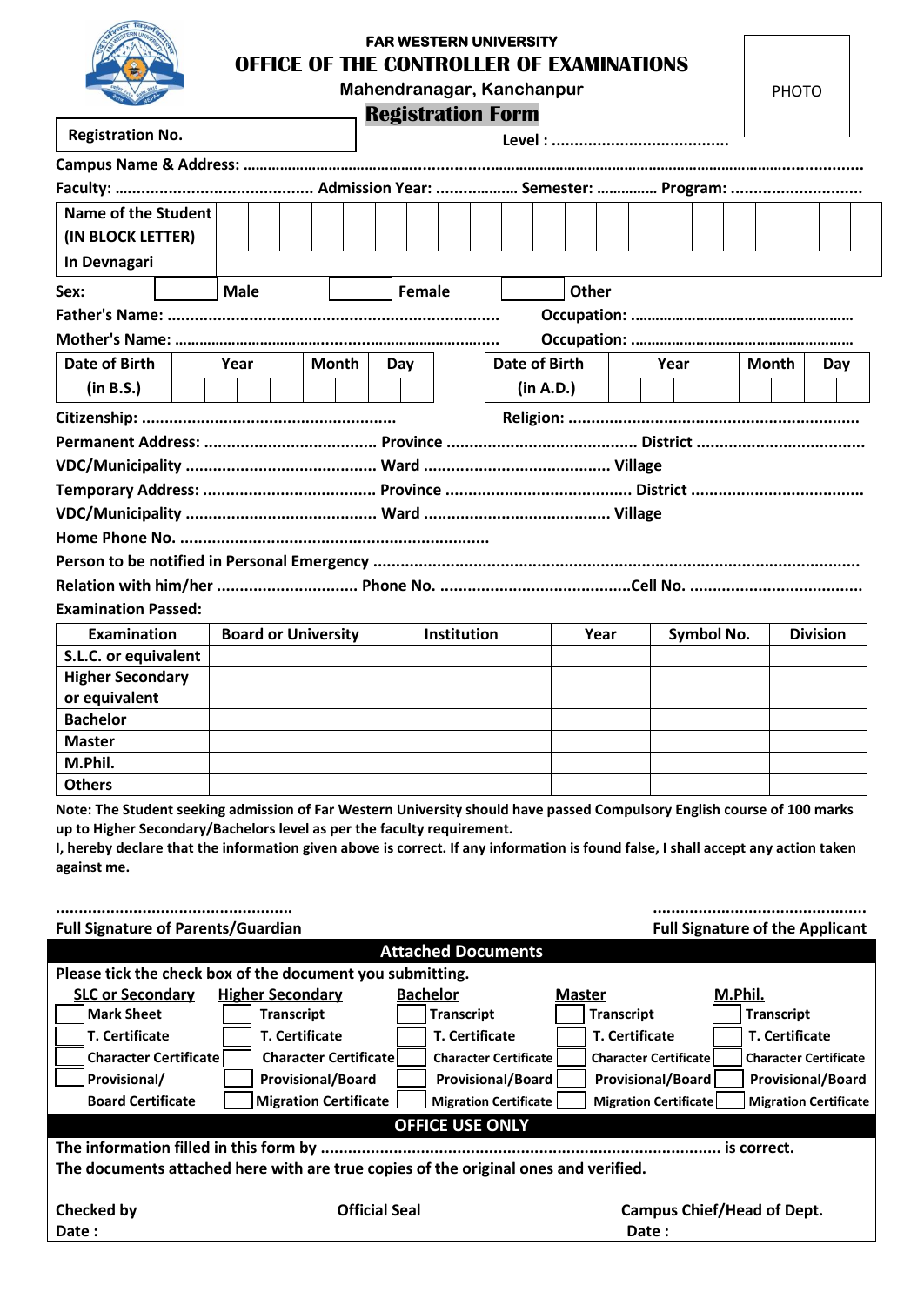**FAR WESTERN UNIVERSITY**

# OFFICE OF THE CONTROLLER OF EXAMINATIONS

Mahendranagar, Kanchanpur

## Registration Form

PHOTO

| Registration No. | |
|---|---|

Level : .......................................

Campus Name & Address: .........................................................................................................................................

Faculty: .......................................... Admission Year: .................. Semester: .............. Program: ............................

| Name of the Student (IN BLOCK LETTER) | | | | | | | | | | | | | | | | | | | | |
|---|---|---|---|---|---|---|---|---|---|---|---|---|---|---|---|---|---|---|---|---|
| In Devnagari | | | | | | | | | | | | | | | | | | | | |

Sex: ☐ Male ☐ Female ☐ Other

Father's Name: ....................................................................... Occupation: ....................................................

Mother's Name: ....................................................................... Occupation: ....................................................

| Date of Birth (in B.S.) | Year | | | | Month | | Day | |
|---|---|---|---|---|---|---|---|---|
| | | | | | | | | |

| Date of Birth (in A.D.) | Year | | | | Month | | Day | |
|---|---|---|---|---|---|---|---|---|
| | | | | | | | | |

Citizenship: ....................................................... Religion: ..............................................................

Permanent Address: ..................................... Province ......................................... District ....................................

VDC/Municipality ......................................... Ward ........................................ Village

Temporary Address: ..................................... Province ......................................... District ....................................

VDC/Municipality ......................................... Ward ........................................ Village

Home Phone No. ..................................................................

Person to be notified in Personal Emergency .............................................................................................

Relation with him/her .............................. Phone No. ..........................................Cell No. ......................................

Examination Passed:

| Examination | Board or University | Institution | Year | Symbol No. | Division |
|---|---|---|---|---|---|
| S.L.C. or equivalent | | | | | |
| Higher Secondary or equivalent | | | | | |
| Bachelor | | | | | |
| Master | | | | | |
| M.Phil. | | | | | |
| Others | | | | | |

**Note: The Student seeking admission of Far Western University should have passed Compulsory English course of 100 marks up to Higher Secondary/Bachelors level as per the faculty requirement.**

**I, hereby declare that the information given above is correct. If any information is found false, I shall accept any action taken against me.**

................................................... ...............................................

**Full Signature of Parents/Guardian** **Full Signature of the Applicant**

## Attached Documents

Please tick the check box of the document you submitting.

| SLC or Secondary | Higher Secondary | Bachelor | Master | M.Phil. |
|---|---|---|---|---|
| ☐ Mark Sheet | ☐ Transcript | ☐ Transcript | ☐ Transcript | ☐ Transcript |
| ☐ T. Certificate | ☐ T. Certificate | ☐ T. Certificate | ☐ T. Certificate | ☐ T. Certificate |
| ☐ Character Certificate | ☐ Character Certificate | ☐ Character Certificate | ☐ Character Certificate | ☐ Character Certificate |
| ☐ Provisional/ Board Certificate | ☐ Provisional/Board | ☐ Provisional/Board | ☐ Provisional/Board | ☐ Provisional/Board |
| | ☐ Migration Certificate | ☐ Migration Certificate | ☐ Migration Certificate | ☐ Migration Certificate |

## OFFICE USE ONLY

The information filled in this form by .......................................................................................... is correct.

The documents attached here with are true copies of the original ones and verified.

Checked by Official Seal Campus Chief/Head of Dept.

Date : Date :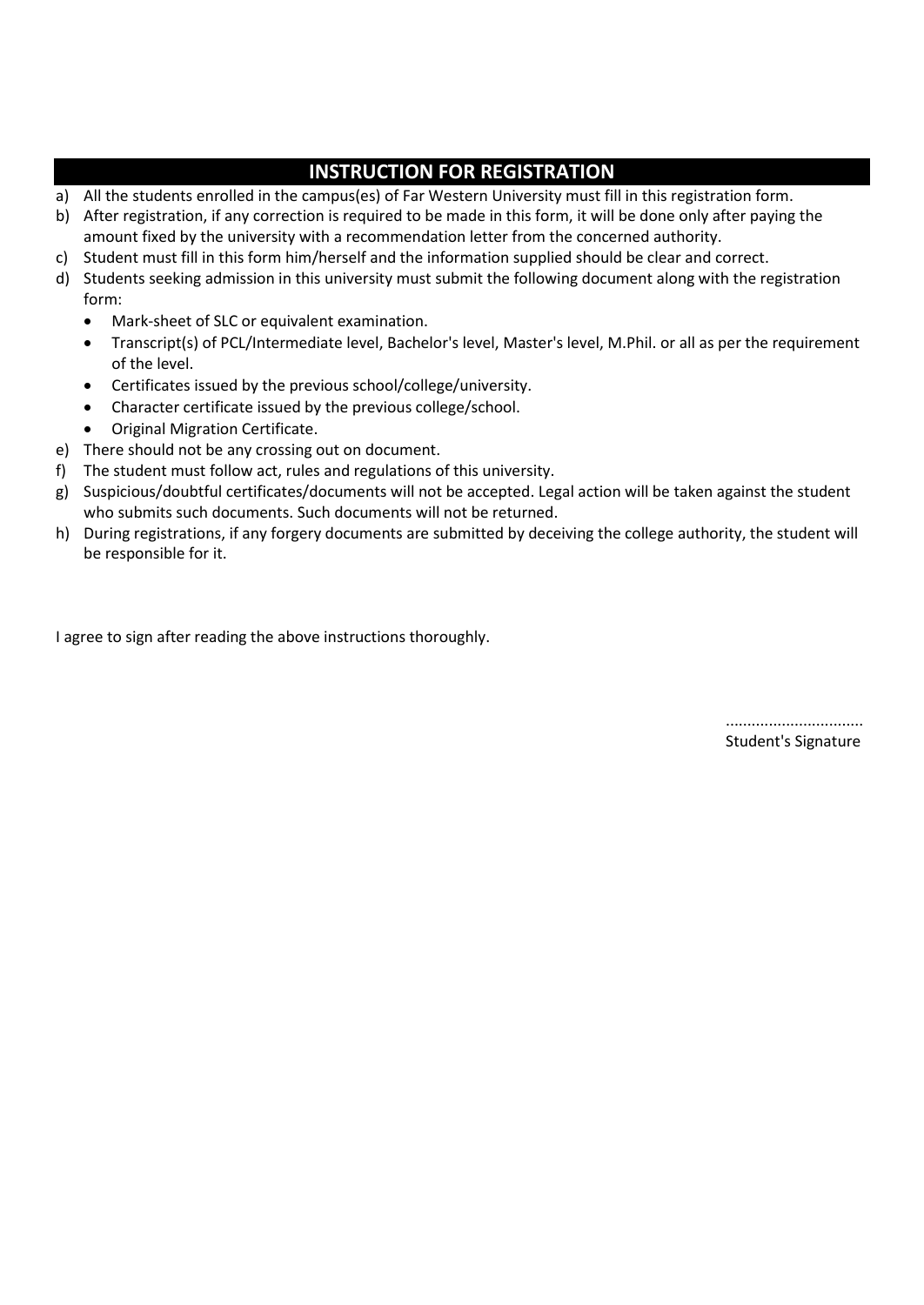## INSTRUCTION FOR REGISTRATION

a) All the students enrolled in the campus(es) of Far Western University must fill in this registration form.
b) After registration, if any correction is required to be made in this form, it will be done only after paying the amount fixed by the university with a recommendation letter from the concerned authority.
c) Student must fill in this form him/herself and the information supplied should be clear and correct.
d) Students seeking admission in this university must submit the following document along with the registration form:
   - Mark-sheet of SLC or equivalent examination.
   - Transcript(s) of PCL/Intermediate level, Bachelor's level, Master's level, M.Phil. or all as per the requirement of the level.
   - Certificates issued by the previous school/college/university.
   - Character certificate issued by the previous college/school.
   - Original Migration Certificate.
e) There should not be any crossing out on document.
f) The student must follow act, rules and regulations of this university.
g) Suspicious/doubtful certificates/documents will not be accepted. Legal action will be taken against the student who submits such documents. Such documents will not be returned.
h) During registrations, if any forgery documents are submitted by deceiving the college authority, the student will be responsible for it.

I agree to sign after reading the above instructions thoroughly.

...............................
Student's Signature